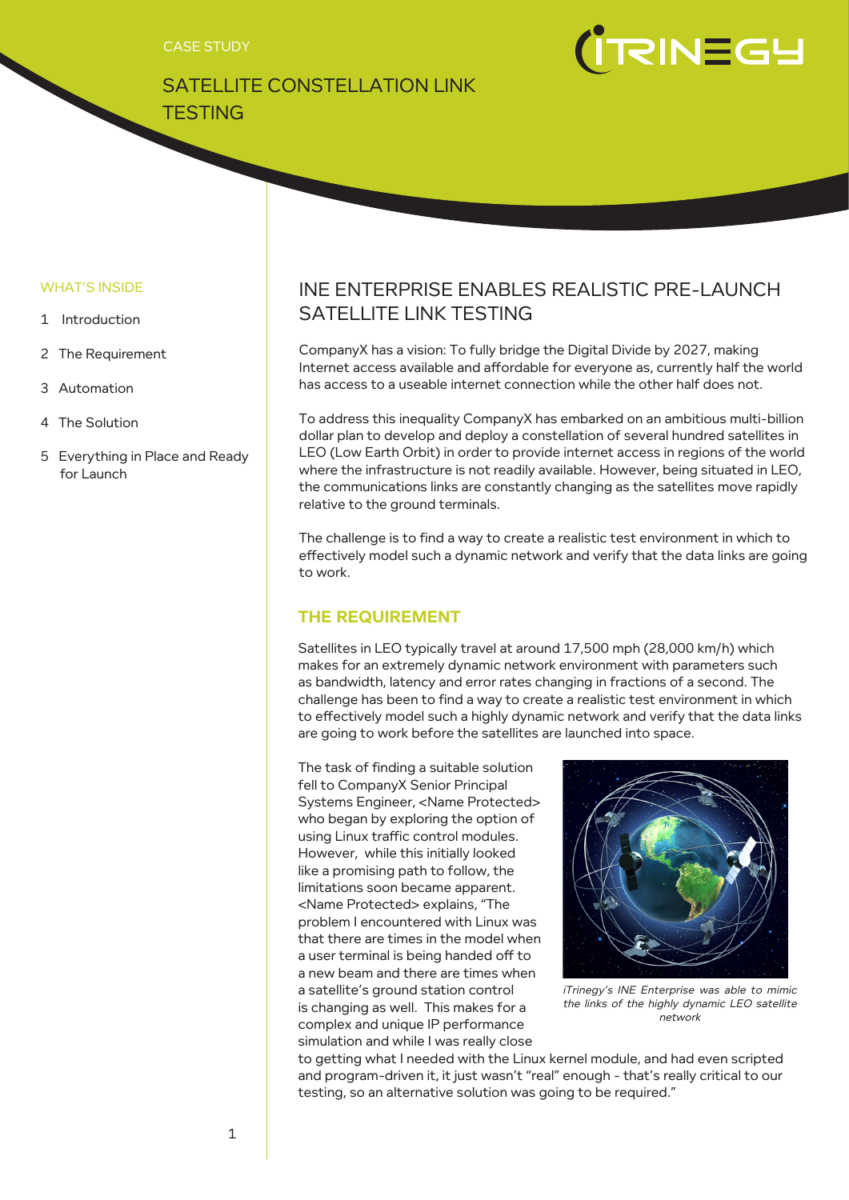CASE STUDY

# SATELLITE CONSTELLATION LINK TESTING

WHAT'S INSIDE

1 Introduction
2 The Requirement
3 Automation
4 The Solution
5 Everything in Place and Ready for Launch

## INE ENTERPRISE ENABLES REALISTIC PRE-LAUNCH SATELLITE LINK TESTING

CompanyX has a vision: To fully bridge the Digital Divide by 2027, making Internet access available and affordable for everyone as, currently half the world has access to a useable internet connection while the other half does not.

To address this inequality CompanyX has embarked on an ambitious multi-billion dollar plan to develop and deploy a constellation of several hundred satellites in LEO (Low Earth Orbit) in order to provide internet access in regions of the world where the infrastructure is not readily available. However, being situated in LEO, the communications links are constantly changing as the satellites move rapidly relative to the ground terminals.

The challenge is to find a way to create a realistic test environment in which to effectively model such a dynamic network and verify that the data links are going to work.

## THE REQUIREMENT

Satellites in LEO typically travel at around 17,500 mph (28,000 km/h) which makes for an extremely dynamic network environment with parameters such as bandwidth, latency and error rates changing in fractions of a second. The challenge has been to find a way to create a realistic test environment in which to effectively model such a highly dynamic network and verify that the data links are going to work before the satellites are launched into space.

The task of finding a suitable solution fell to CompanyX Senior Principal Systems Engineer, <Name Protected> who began by exploring the option of using Linux traffic control modules. However, while this initially looked like a promising path to follow, the limitations soon became apparent. <Name Protected> explains, "The problem I encountered with Linux was that there are times in the model when a user terminal is being handed off to a new beam and there are times when a satellite's ground station control is changing as well. This makes for a complex and unique IP performance simulation and while I was really close to getting what I needed with the Linux kernel module, and had even scripted and program-driven it, it just wasn't "real" enough - that's really critical to our testing, so an alternative solution was going to be required."

*iTrinegy's INE Enterprise was able to mimic the links of the highly dynamic LEO satellite network*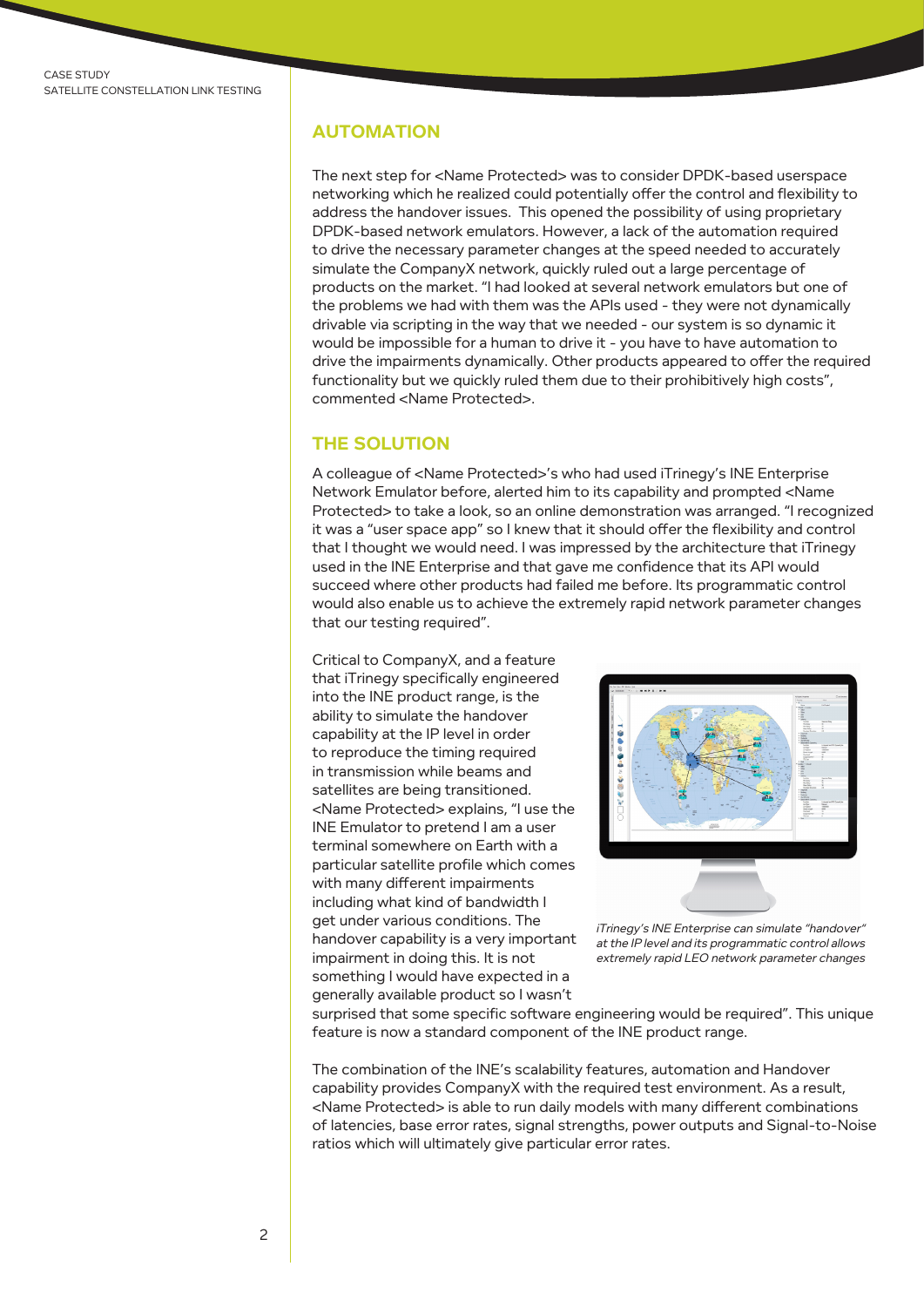## AUTOMATION

The next step for <Name Protected> was to consider DPDK-based userspace networking which he realized could potentially offer the control and flexibility to address the handover issues. This opened the possibility of using proprietary DPDK-based network emulators. However, a lack of the automation required to drive the necessary parameter changes at the speed needed to accurately simulate the CompanyX network, quickly ruled out a large percentage of products on the market. "I had looked at several network emulators but one of the problems we had with them was the APIs used - they were not dynamically drivable via scripting in the way that we needed - our system is so dynamic it would be impossible for a human to drive it - you have to have automation to drive the impairments dynamically. Other products appeared to offer the required functionality but we quickly ruled them due to their prohibitively high costs", commented <Name Protected>.

## THE SOLUTION

A colleague of <Name Protected>'s who had used iTrinegy's INE Enterprise Network Emulator before, alerted him to its capability and prompted <Name Protected> to take a look, so an online demonstration was arranged. "I recognized it was a "user space app" so I knew that it should offer the flexibility and control that I thought we would need. I was impressed by the architecture that iTrinegy used in the INE Enterprise and that gave me confidence that its API would succeed where other products had failed me before. Its programmatic control would also enable us to achieve the extremely rapid network parameter changes that our testing required".

Critical to CompanyX, and a feature that iTrinegy specifically engineered into the INE product range, is the ability to simulate the handover capability at the IP level in order to reproduce the timing required in transmission while beams and satellites are being transitioned. <Name Protected> explains, "I use the INE Emulator to pretend I am a user terminal somewhere on Earth with a particular satellite profile which comes with many different impairments including what kind of bandwidth I get under various conditions. The handover capability is a very important impairment in doing this. It is not something I would have expected in a generally available product so I wasn't surprised that some specific software engineering would be required". This unique feature is now a standard component of the INE product range.

*iTrinegy's INE Enterprise can simulate "handover" at the IP level and its programmatic control allows extremely rapid LEO network parameter changes*

The combination of the INE's scalability features, automation and Handover capability provides CompanyX with the required test environment. As a result, <Name Protected> is able to run daily models with many different combinations of latencies, base error rates, signal strengths, power outputs and Signal-to-Noise ratios which will ultimately give particular error rates.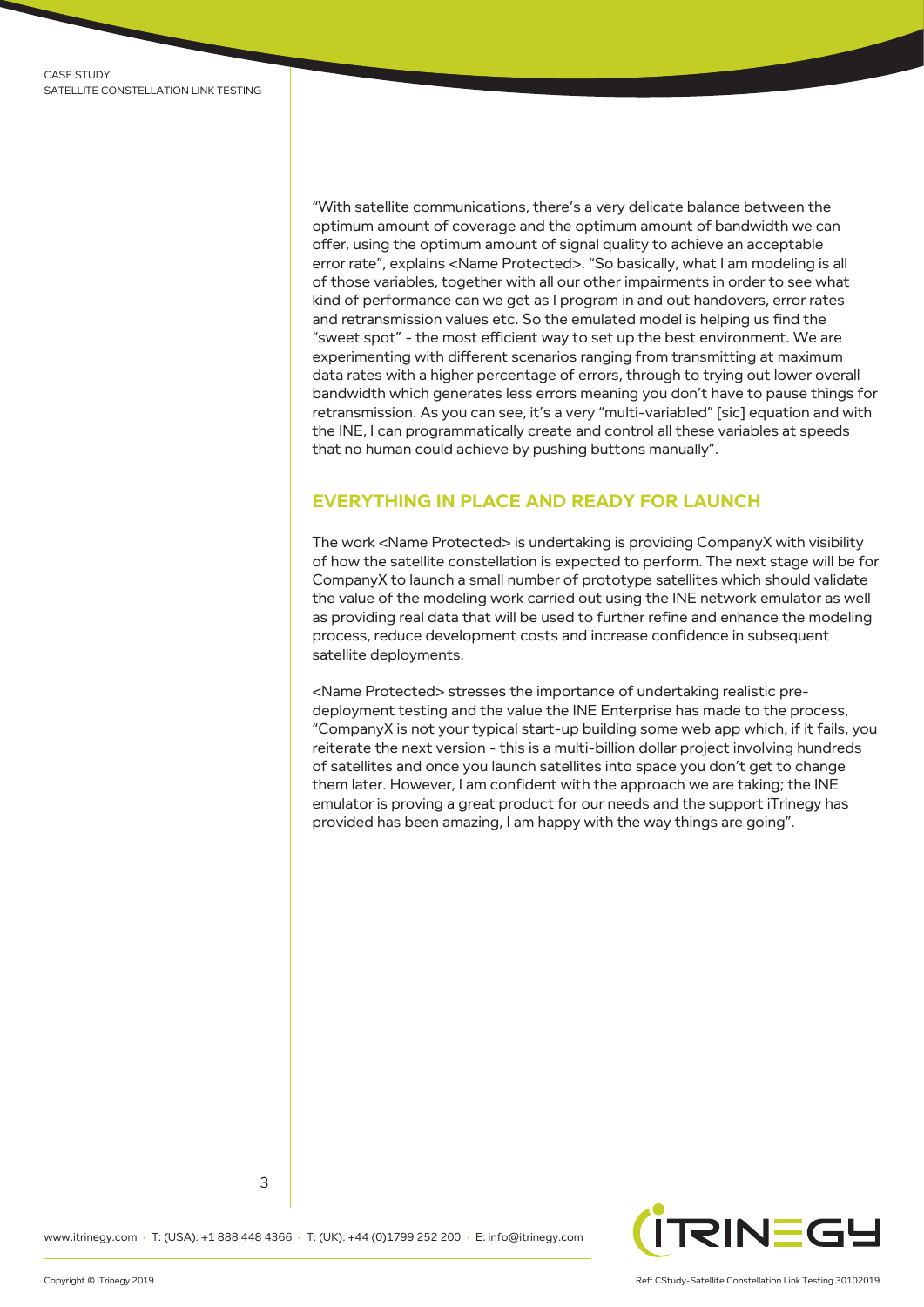"With satellite communications, there's a very delicate balance between the optimum amount of coverage and the optimum amount of bandwidth we can offer, using the optimum amount of signal quality to achieve an acceptable error rate", explains <Name Protected>. "So basically, what I am modeling is all of those variables, together with all our other impairments in order to see what kind of performance can we get as I program in and out handovers, error rates and retransmission values etc. So the emulated model is helping us find the "sweet spot" - the most efficient way to set up the best environment. We are experimenting with different scenarios ranging from transmitting at maximum data rates with a higher percentage of errors, through to trying out lower overall bandwidth which generates less errors meaning you don't have to pause things for retransmission. As you can see, it's a very "multi-variabled" [sic] equation and with the INE, I can programmatically create and control all these variables at speeds that no human could achieve by pushing buttons manually".

## EVERYTHING IN PLACE AND READY FOR LAUNCH

The work <Name Protected> is undertaking is providing CompanyX with visibility of how the satellite constellation is expected to perform. The next stage will be for CompanyX to launch a small number of prototype satellites which should validate the value of the modeling work carried out using the INE network emulator as well as providing real data that will be used to further refine and enhance the modeling process, reduce development costs and increase confidence in subsequent satellite deployments.

<Name Protected> stresses the importance of undertaking realistic pre-deployment testing and the value the INE Enterprise has made to the process, "CompanyX is not your typical start-up building some web app which, if it fails, you reiterate the next version - this is a multi-billion dollar project involving hundreds of satellites and once you launch satellites into space you don't get to change them later. However, I am confident with the approach we are taking; the INE emulator is proving a great product for our needs and the support iTrinegy has provided has been amazing, I am happy with the way things are going".